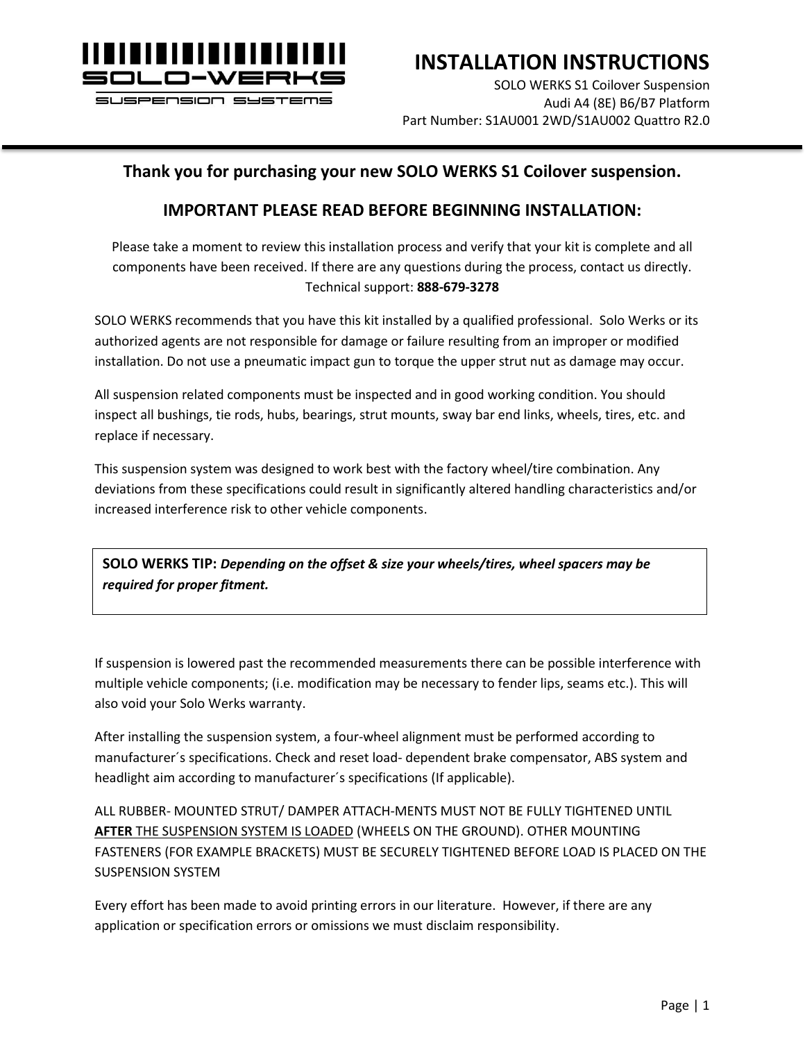SOLO-WERKS SUSPENSION SYSTEMS

# INSTALLATION INSTRUCTIONS

SOLO WERKS S1 Coilover Suspension
Audi A4 (8E) B6/B7 Platform
Part Number: S1AU001 2WD/S1AU002 Quattro R2.0

## Thank you for purchasing your new SOLO WERKS S1 Coilover suspension.

## IMPORTANT PLEASE READ BEFORE BEGINNING INSTALLATION:

Please take a moment to review this installation process and verify that your kit is complete and all components have been received. If there are any questions during the process, contact us directly. Technical support: **888-679-3278**

SOLO WERKS recommends that you have this kit installed by a qualified professional. Solo Werks or its authorized agents are not responsible for damage or failure resulting from an improper or modified installation. Do not use a pneumatic impact gun to torque the upper strut nut as damage may occur.

All suspension related components must be inspected and in good working condition. You should inspect all bushings, tie rods, hubs, bearings, strut mounts, sway bar end links, wheels, tires, etc. and replace if necessary.

This suspension system was designed to work best with the factory wheel/tire combination. Any deviations from these specifications could result in significantly altered handling characteristics and/or increased interference risk to other vehicle components.

> **SOLO WERKS TIP:** ***Depending on the offset & size your wheels/tires, wheel spacers may be required for proper fitment.***

If suspension is lowered past the recommended measurements there can be possible interference with multiple vehicle components; (i.e. modification may be necessary to fender lips, seams etc.). This will also void your Solo Werks warranty.

After installing the suspension system, a four-wheel alignment must be performed according to manufacturer´s specifications. Check and reset load- dependent brake compensator, ABS system and headlight aim according to manufacturer´s specifications (If applicable).

ALL RUBBER- MOUNTED STRUT/ DAMPER ATTACH-MENTS MUST NOT BE FULLY TIGHTENED UNTIL **AFTER** THE SUSPENSION SYSTEM IS LOADED (WHEELS ON THE GROUND). OTHER MOUNTING FASTENERS (FOR EXAMPLE BRACKETS) MUST BE SECURELY TIGHTENED BEFORE LOAD IS PLACED ON THE SUSPENSION SYSTEM

Every effort has been made to avoid printing errors in our literature. However, if there are any application or specification errors or omissions we must disclaim responsibility.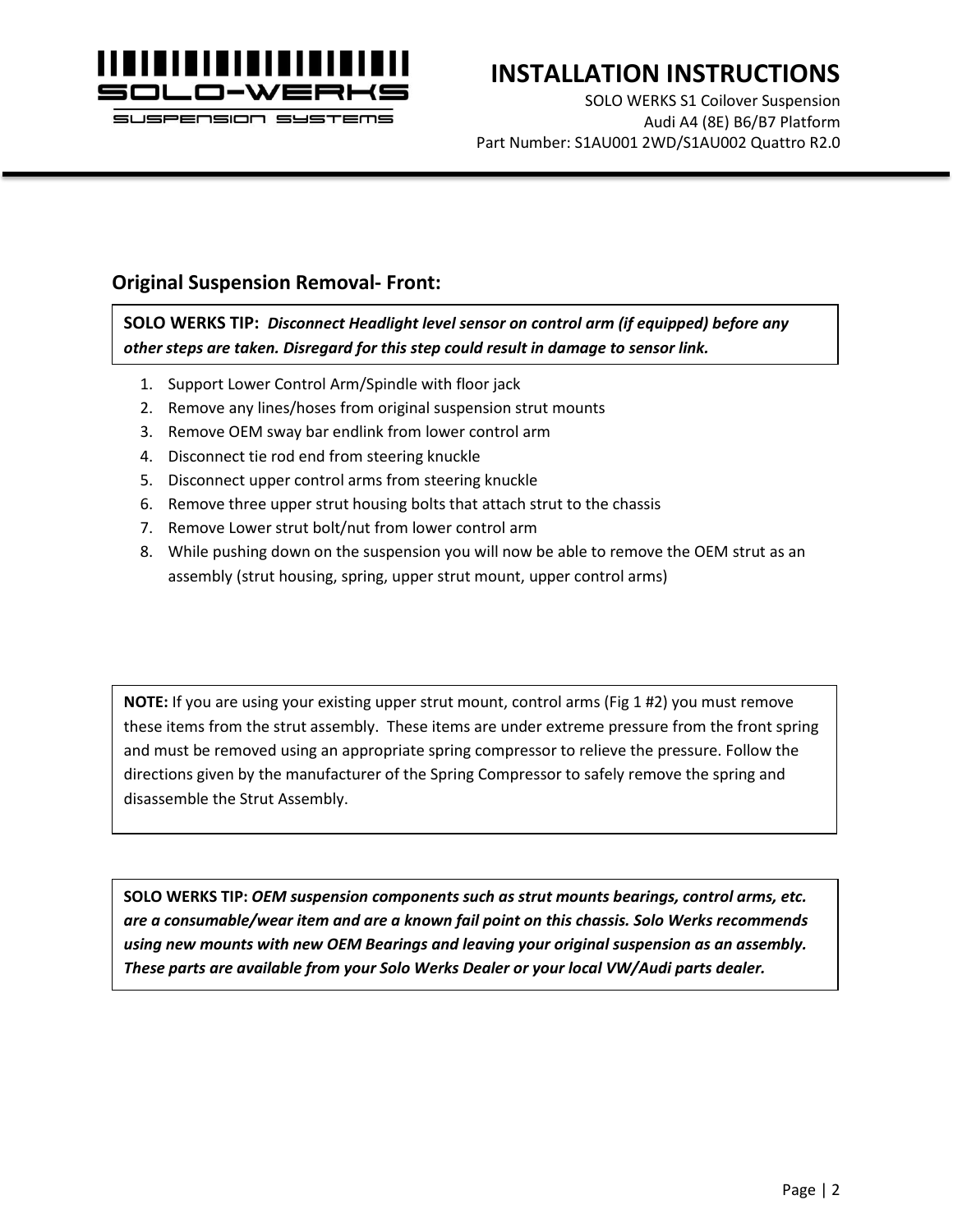## Original Suspension Removal- Front:

**SOLO WERKS TIP:** ***Disconnect Headlight level sensor on control arm (if equipped) before any other steps are taken. Disregard for this step could result in damage to sensor link.***

1. Support Lower Control Arm/Spindle with floor jack
2. Remove any lines/hoses from original suspension strut mounts
3. Remove OEM sway bar endlink from lower control arm
4. Disconnect tie rod end from steering knuckle
5. Disconnect upper control arms from steering knuckle
6. Remove three upper strut housing bolts that attach strut to the chassis
7. Remove Lower strut bolt/nut from lower control arm
8. While pushing down on the suspension you will now be able to remove the OEM strut as an assembly (strut housing, spring, upper strut mount, upper control arms)

**NOTE:** If you are using your existing upper strut mount, control arms (Fig 1 #2) you must remove these items from the strut assembly. These items are under extreme pressure from the front spring and must be removed using an appropriate spring compressor to relieve the pressure. Follow the directions given by the manufacturer of the Spring Compressor to safely remove the spring and disassemble the Strut Assembly.

**SOLO WERKS TIP:** ***OEM suspension components such as strut mounts bearings, control arms, etc. are a consumable/wear item and are a known fail point on this chassis. Solo Werks recommends using new mounts with new OEM Bearings and leaving your original suspension as an assembly. These parts are available from your Solo Werks Dealer or your local VW/Audi parts dealer.***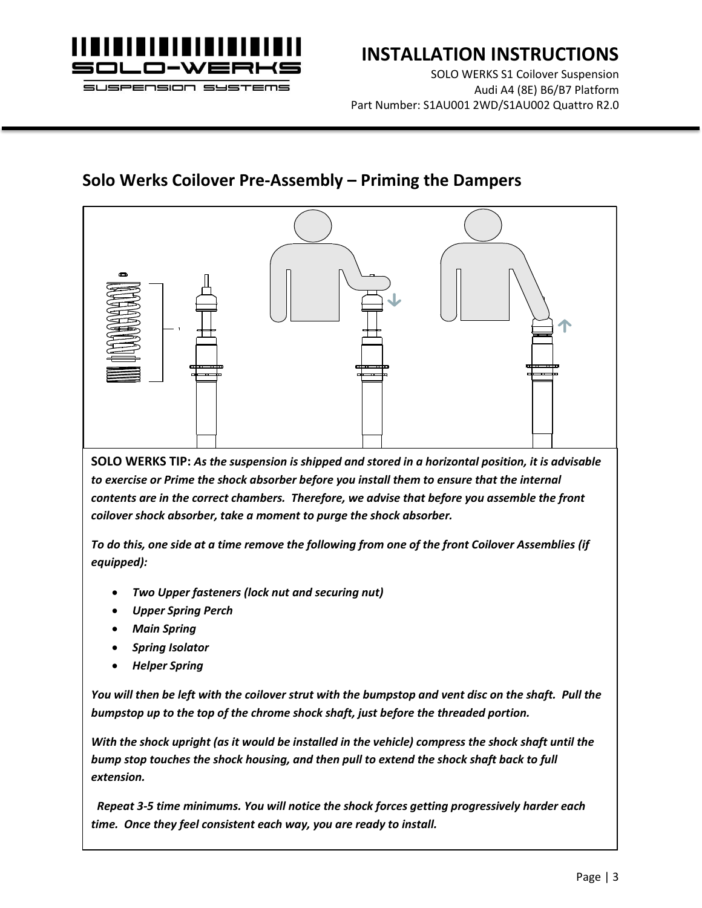## Solo Werks Coilover Pre-Assembly – Priming the Dampers

**SOLO WERKS TIP:** ***As the suspension is shipped and stored in a horizontal position, it is advisable to exercise or Prime the shock absorber before you install them to ensure that the internal contents are in the correct chambers. Therefore, we advise that before you assemble the front coilover shock absorber, take a moment to purge the shock absorber.***

***To do this, one side at a time remove the following from one of the front Coilover Assemblies (if equipped):***

- ***Two Upper fasteners (lock nut and securing nut)***
- ***Upper Spring Perch***
- ***Main Spring***
- ***Spring Isolator***
- ***Helper Spring***

***You will then be left with the coilover strut with the bumpstop and vent disc on the shaft. Pull the bumpstop up to the top of the chrome shock shaft, just before the threaded portion.***

***With the shock upright (as it would be installed in the vehicle) compress the shock shaft until the bump stop touches the shock housing, and then pull to extend the shock shaft back to full extension.***

***Repeat 3-5 time minimums. You will notice the shock forces getting progressively harder each time. Once they feel consistent each way, you are ready to install.***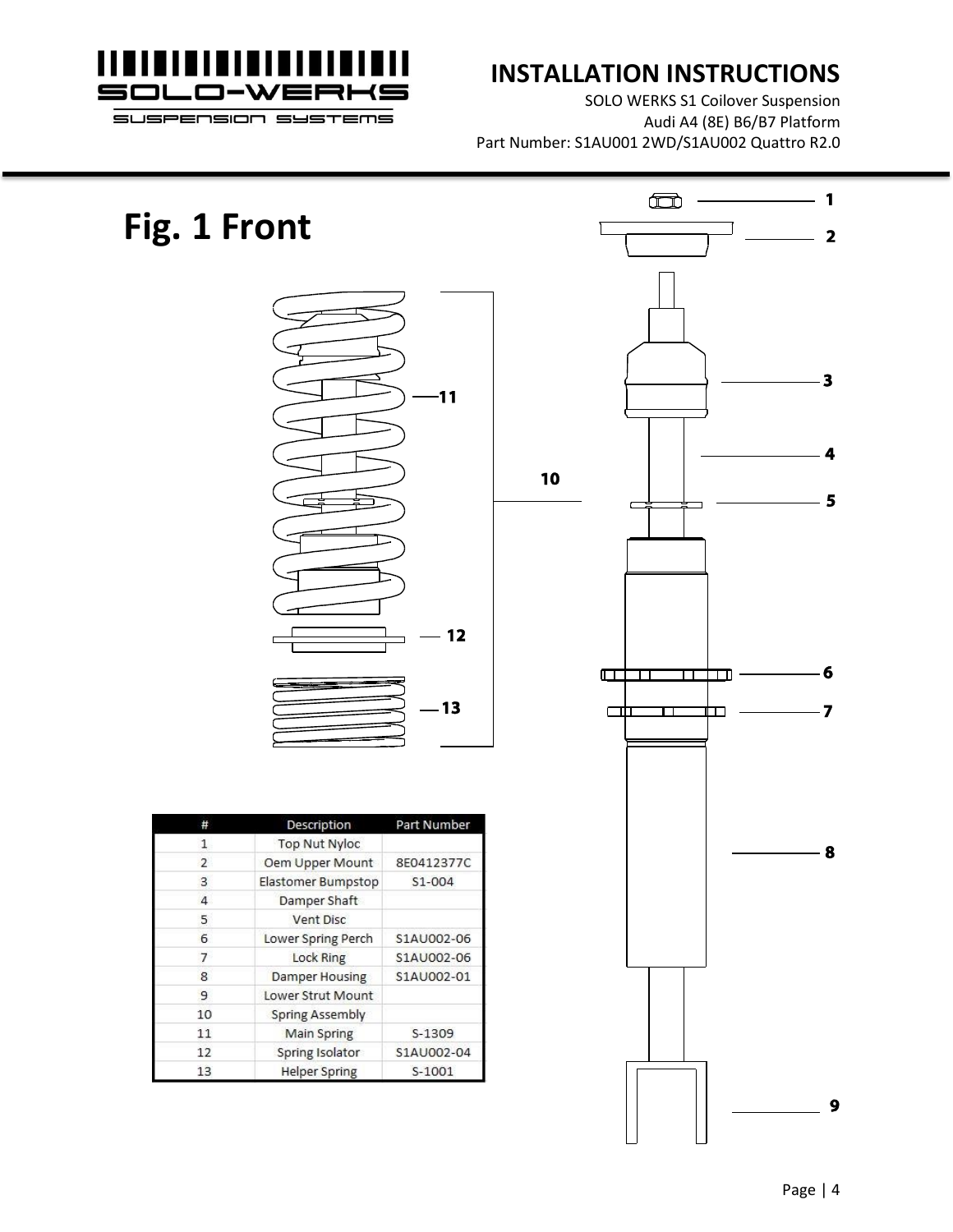# Fig. 1 Front

| # | Description | Part Number |
|---|---|---|
| 1 | Top Nut Nyloc | |
| 2 | Oem Upper Mount | 8E0412377C |
| 3 | Elastomer Bumpstop | S1-004 |
| 4 | Damper Shaft | |
| 5 | Vent Disc | |
| 6 | Lower Spring Perch | S1AU002-06 |
| 7 | Lock Ring | S1AU002-06 |
| 8 | Damper Housing | S1AU002-01 |
| 9 | Lower Strut Mount | |
| 10 | Spring Assembly | |
| 11 | Main Spring | S-1309 |
| 12 | Spring Isolator | S1AU002-04 |
| 13 | Helper Spring | S-1001 |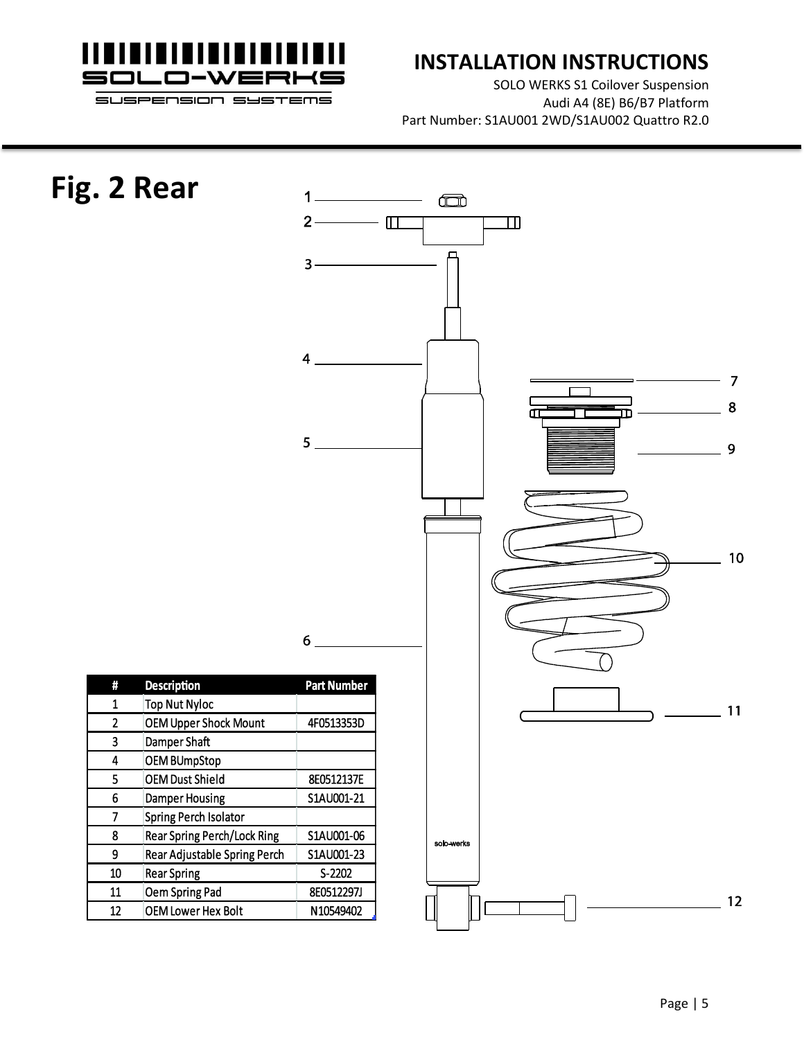# Fig. 2 Rear

| # | Description | Part Number |
|---|---|---|
| 1 | Top Nut Nyloc | |
| 2 | OEM Upper Shock Mount | 4F0513353D |
| 3 | Damper Shaft | |
| 4 | OEM BUmpStop | |
| 5 | OEM Dust Shield | 8E0512137E |
| 6 | Damper Housing | S1AU001-21 |
| 7 | Spring Perch Isolator | |
| 8 | Rear Spring Perch/Lock Ring | S1AU001-06 |
| 9 | Rear Adjustable Spring Perch | S1AU001-23 |
| 10 | Rear Spring | S-2202 |
| 11 | Oem Spring Pad | 8E0512297J |
| 12 | OEM Lower Hex Bolt | N10549402 |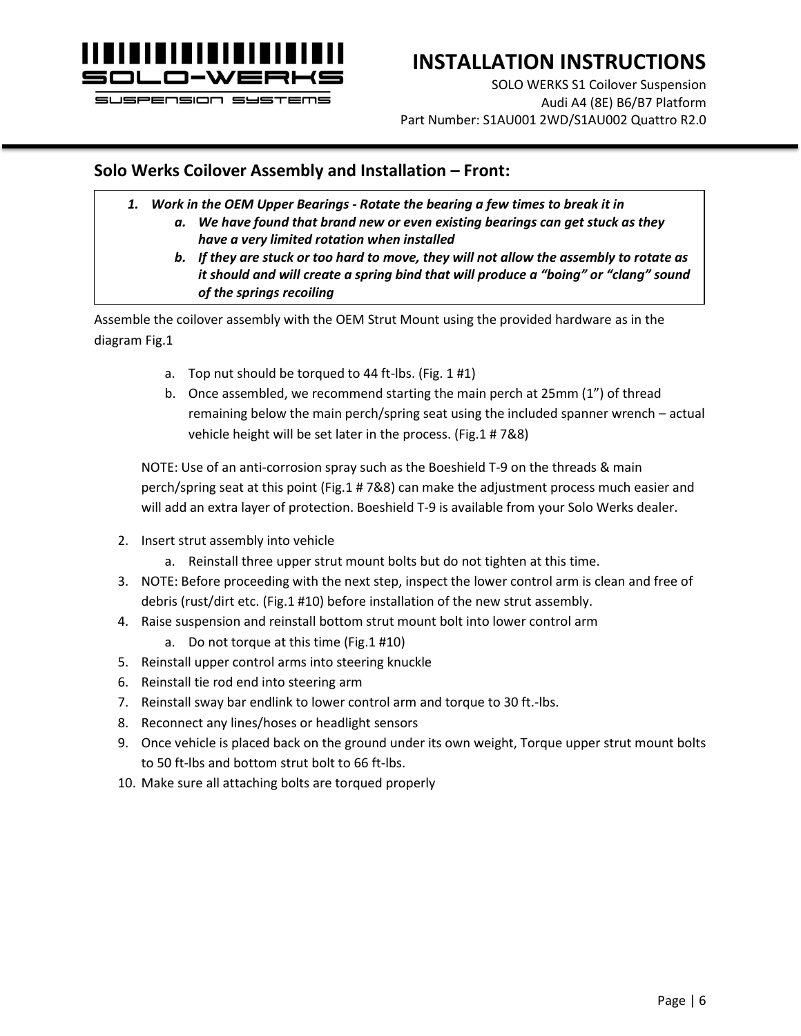## Solo Werks Coilover Assembly and Installation – Front:

1. ***Work in the OEM Upper Bearings - Rotate the bearing a few times to break it in***
   a. ***We have found that brand new or even existing bearings can get stuck as they have a very limited rotation when installed***
   b. ***If they are stuck or too hard to move, they will not allow the assembly to rotate as it should and will create a spring bind that will produce a "boing" or "clang" sound of the springs recoiling***

Assemble the coilover assembly with the OEM Strut Mount using the provided hardware as in the diagram Fig.1

   a. Top nut should be torqued to 44 ft-lbs. (Fig. 1 #1)
   b. Once assembled, we recommend starting the main perch at 25mm (1") of thread remaining below the main perch/spring seat using the included spanner wrench – actual vehicle height will be set later in the process. (Fig.1 # 7&8)

   NOTE: Use of an anti-corrosion spray such as the Boeshield T-9 on the threads & main perch/spring seat at this point (Fig.1 # 7&8) can make the adjustment process much easier and will add an extra layer of protection. Boeshield T-9 is available from your Solo Werks dealer.

2. Insert strut assembly into vehicle
   a. Reinstall three upper strut mount bolts but do not tighten at this time.
3. NOTE: Before proceeding with the next step, inspect the lower control arm is clean and free of debris (rust/dirt etc. (Fig.1 #10) before installation of the new strut assembly.
4. Raise suspension and reinstall bottom strut mount bolt into lower control arm
   a. Do not torque at this time (Fig.1 #10)
5. Reinstall upper control arms into steering knuckle
6. Reinstall tie rod end into steering arm
7. Reinstall sway bar endlink to lower control arm and torque to 30 ft.-lbs.
8. Reconnect any lines/hoses or headlight sensors
9. Once vehicle is placed back on the ground under its own weight, Torque upper strut mount bolts to 50 ft-lbs and bottom strut bolt to 66 ft-lbs.
10. Make sure all attaching bolts are torqued properly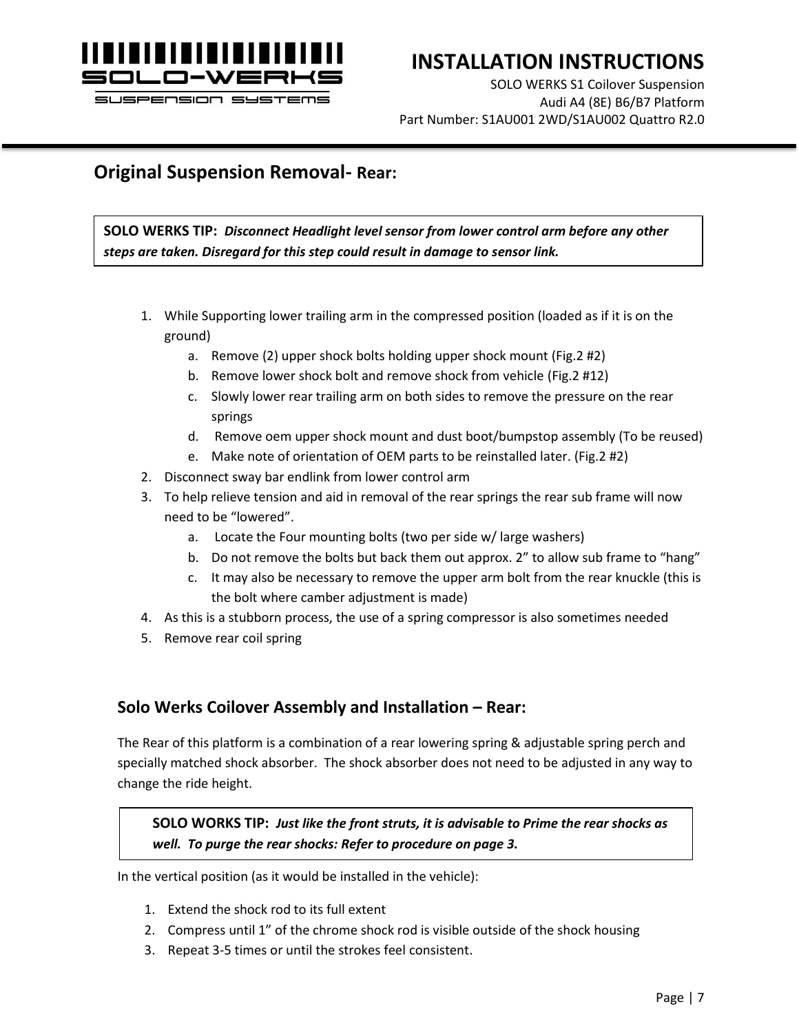## Original Suspension Removal- Rear:

**SOLO WERKS TIP:** ***Disconnect Headlight level sensor from lower control arm before any other steps are taken. Disregard for this step could result in damage to sensor link.***

1. While Supporting lower trailing arm in the compressed position (loaded as if it is on the ground)
    a. Remove (2) upper shock bolts holding upper shock mount (Fig.2 #2)
    b. Remove lower shock bolt and remove shock from vehicle (Fig.2 #12)
    c. Slowly lower rear trailing arm on both sides to remove the pressure on the rear springs
    d. Remove oem upper shock mount and dust boot/bumpstop assembly (To be reused)
    e. Make note of orientation of OEM parts to be reinstalled later. (Fig.2 #2)
2. Disconnect sway bar endlink from lower control arm
3. To help relieve tension and aid in removal of the rear springs the rear sub frame will now need to be “lowered”.
    a. Locate the Four mounting bolts (two per side w/ large washers)
    b. Do not remove the bolts but back them out approx. 2” to allow sub frame to “hang”
    c. It may also be necessary to remove the upper arm bolt from the rear knuckle (this is the bolt where camber adjustment is made)
4. As this is a stubborn process, the use of a spring compressor is also sometimes needed
5. Remove rear coil spring

### Solo Werks Coilover Assembly and Installation – Rear:

The Rear of this platform is a combination of a rear lowering spring & adjustable spring perch and specially matched shock absorber. The shock absorber does not need to be adjusted in any way to change the ride height.

**SOLO WORKS TIP:** ***Just like the front struts, it is advisable to Prime the rear shocks as well. To purge the rear shocks: Refer to procedure on page 3.***

In the vertical position (as it would be installed in the vehicle):

1. Extend the shock rod to its full extent
2. Compress until 1” of the chrome shock rod is visible outside of the shock housing
3. Repeat 3-5 times or until the strokes feel consistent.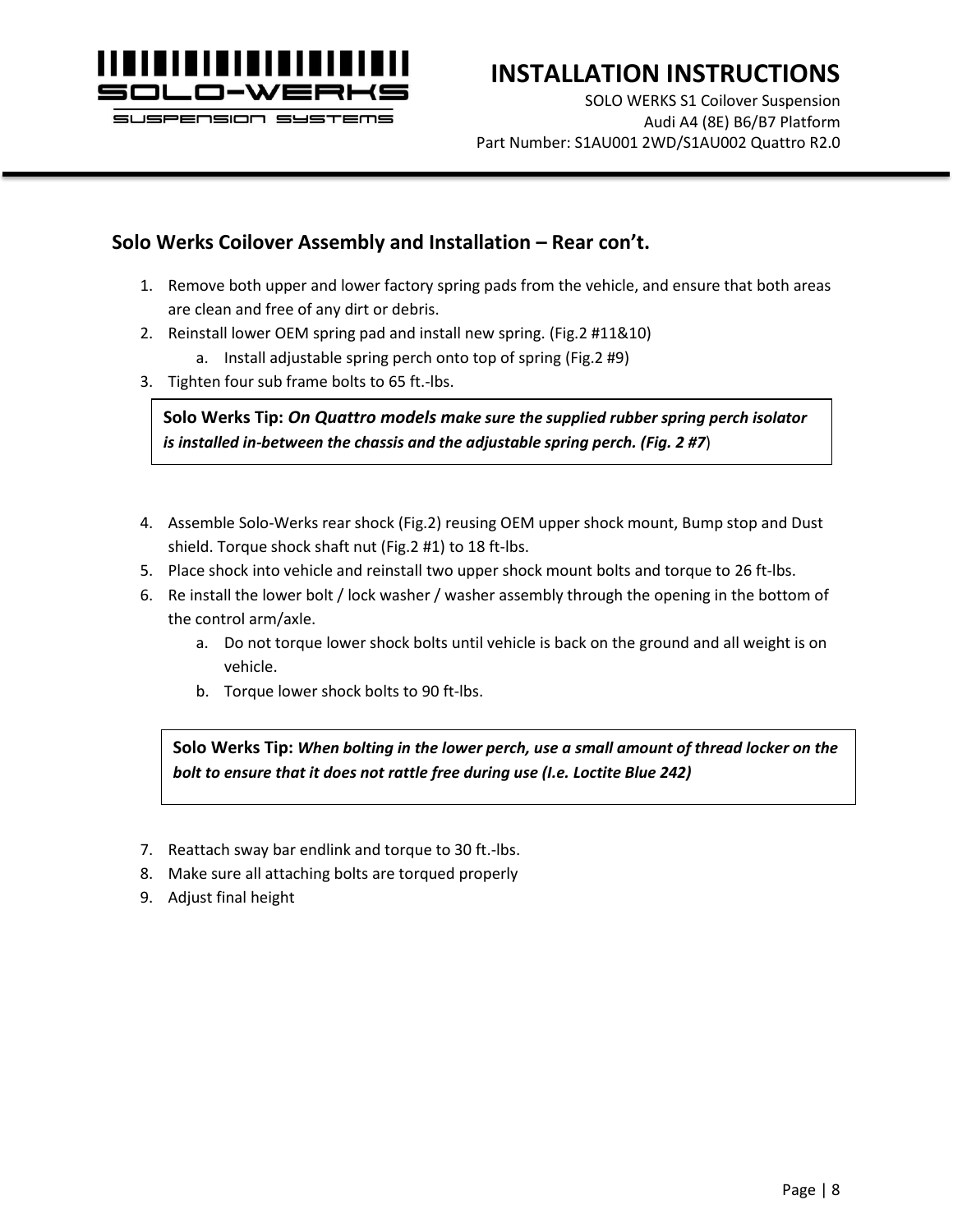## Solo Werks Coilover Assembly and Installation – Rear con't.

1. Remove both upper and lower factory spring pads from the vehicle, and ensure that both areas are clean and free of any dirt or debris.
2. Reinstall lower OEM spring pad and install new spring. (Fig.2 #11&10)
   a. Install adjustable spring perch onto top of spring (Fig.2 #9)
3. Tighten four sub frame bolts to 65 ft.-lbs.

> **Solo Werks Tip:** ***On Quattro models make sure the supplied rubber spring perch isolator is installed in-between the chassis and the adjustable spring perch. (Fig. 2 #7***)

4. Assemble Solo-Werks rear shock (Fig.2) reusing OEM upper shock mount, Bump stop and Dust shield. Torque shock shaft nut (Fig.2 #1) to 18 ft-lbs.
5. Place shock into vehicle and reinstall two upper shock mount bolts and torque to 26 ft-lbs.
6. Re install the lower bolt / lock washer / washer assembly through the opening in the bottom of the control arm/axle.
   a. Do not torque lower shock bolts until vehicle is back on the ground and all weight is on vehicle.
   b. Torque lower shock bolts to 90 ft-lbs.

> **Solo Werks Tip:** ***When bolting in the lower perch, use a small amount of thread locker on the bolt to ensure that it does not rattle free during use (I.e. Loctite Blue 242)***

7. Reattach sway bar endlink and torque to 30 ft.-lbs.
8. Make sure all attaching bolts are torqued properly
9. Adjust final height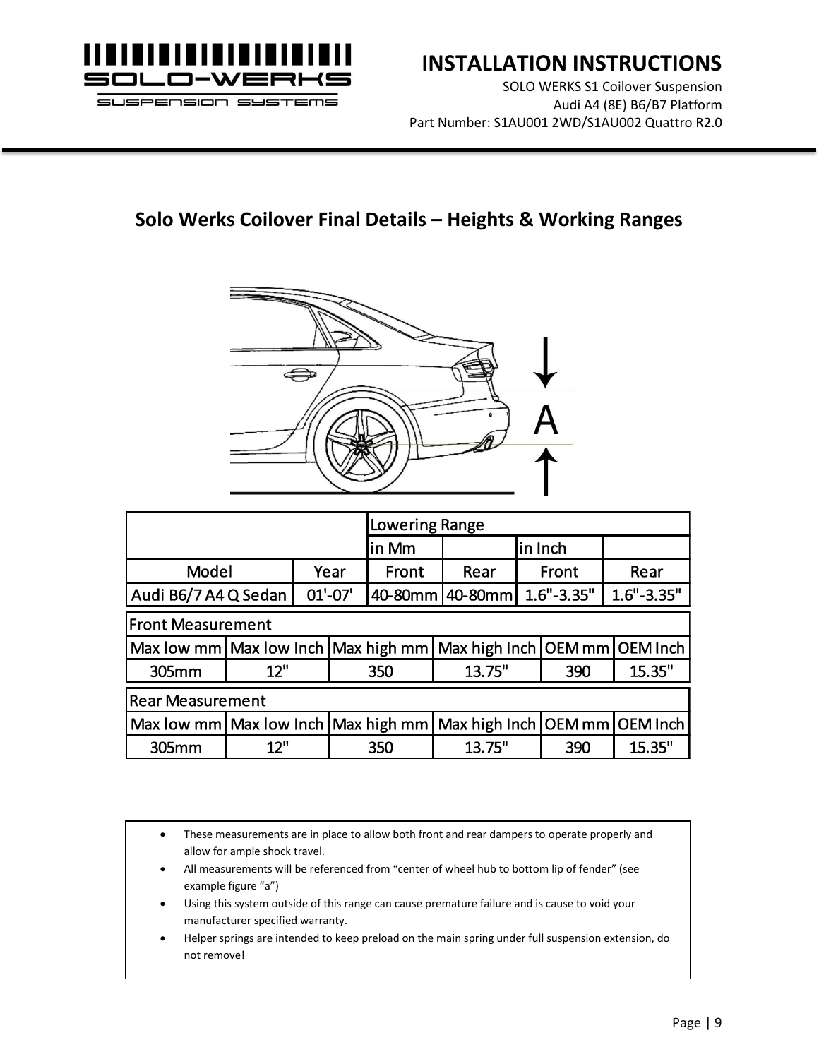## Solo Werks Coilover Final Details – Heights & Working Ranges

| | | Lowering Range | | | |
|---|---|---|---|---|---|
| | | in Mm | | in Inch | |
| Model | Year | Front | Rear | Front | Rear |
| Audi B6/7 A4 Q Sedan | 01'-07' | 40-80mm | 40-80mm | 1.6"-3.35" | 1.6"-3.35" |

**Front Measurement**

| Max low mm | Max low Inch | Max high mm | Max high Inch | OEM mm | OEM Inch |
|---|---|---|---|---|---|
| 305mm | 12" | 350 | 13.75" | 390 | 15.35" |

**Rear Measurement**

| Max low mm | Max low Inch | Max high mm | Max high Inch | OEM mm | OEM Inch |
|---|---|---|---|---|---|
| 305mm | 12" | 350 | 13.75" | 390 | 15.35" |

- These measurements are in place to allow both front and rear dampers to operate properly and allow for ample shock travel.
- All measurements will be referenced from "center of wheel hub to bottom lip of fender" (see example figure "a")
- Using this system outside of this range can cause premature failure and is cause to void your manufacturer specified warranty.
- Helper springs are intended to keep preload on the main spring under full suspension extension, do not remove!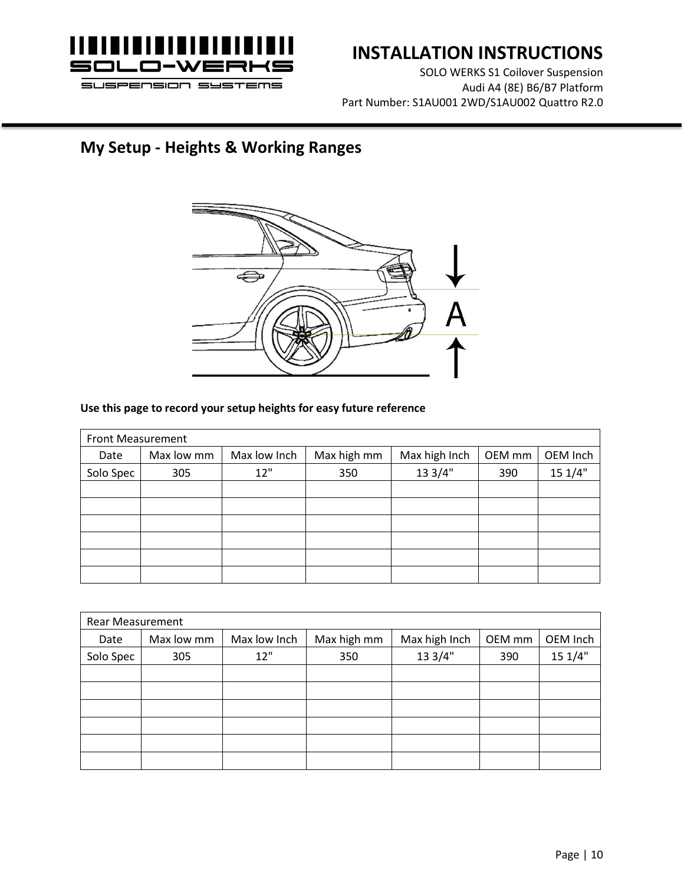## My Setup - Heights & Working Ranges

A

**Use this page to record your setup heights for easy future reference**

| Front Measurement | | | | | | |
|---|---|---|---|---|---|---|
| Date | Max low mm | Max low Inch | Max high mm | Max high Inch | OEM mm | OEM Inch |
| Solo Spec | 305 | 12" | 350 | 13 3/4" | 390 | 15 1/4" |
| | | | | | | |
| | | | | | | |
| | | | | | | |
| | | | | | | |
| | | | | | | |
| | | | | | | |

| Rear Measurement | | | | | | |
|---|---|---|---|---|---|---|
| Date | Max low mm | Max low Inch | Max high mm | Max high Inch | OEM mm | OEM Inch |
| Solo Spec | 305 | 12" | 350 | 13 3/4" | 390 | 15 1/4" |
| | | | | | | |
| | | | | | | |
| | | | | | | |
| | | | | | | |
| | | | | | | |
| | | | | | | |